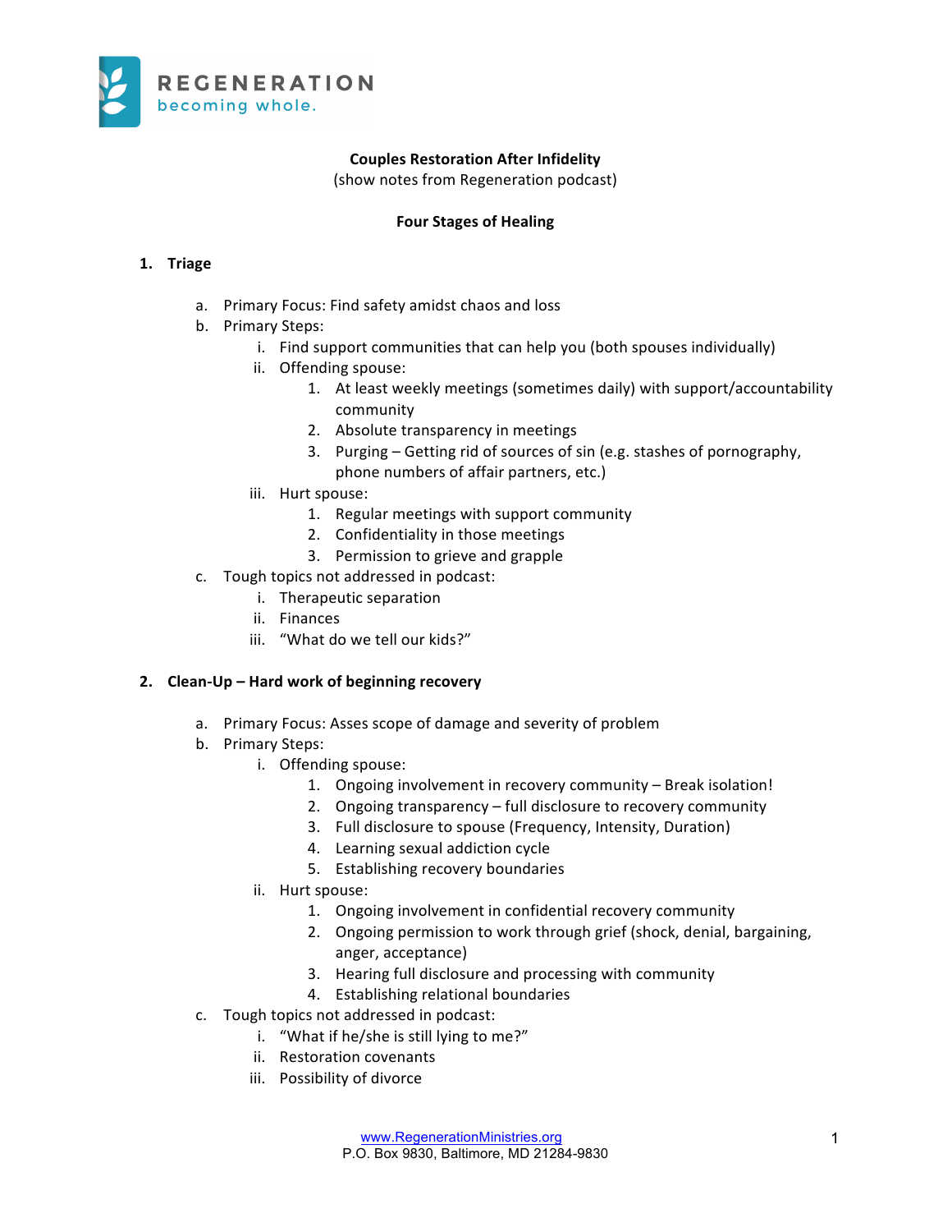REGENERATION
becoming whole.

**Couples Restoration After Infidelity**
(show notes from Regeneration podcast)

**Four Stages of Healing**

1. **Triage**
   a. Primary Focus: Find safety amidst chaos and loss
   b. Primary Steps:
      i. Find support communities that can help you (both spouses individually)
      ii. Offending spouse:
         1. At least weekly meetings (sometimes daily) with support/accountability community
         2. Absolute transparency in meetings
         3. Purging – Getting rid of sources of sin (e.g. stashes of pornography, phone numbers of affair partners, etc.)
      iii. Hurt spouse:
         1. Regular meetings with support community
         2. Confidentiality in those meetings
         3. Permission to grieve and grapple
   c. Tough topics not addressed in podcast:
      i. Therapeutic separation
      ii. Finances
      iii. "What do we tell our kids?"

2. **Clean-Up – Hard work of beginning recovery**
   a. Primary Focus: Asses scope of damage and severity of problem
   b. Primary Steps:
      i. Offending spouse:
         1. Ongoing involvement in recovery community – Break isolation!
         2. Ongoing transparency – full disclosure to recovery community
         3. Full disclosure to spouse (Frequency, Intensity, Duration)
         4. Learning sexual addiction cycle
         5. Establishing recovery boundaries
      ii. Hurt spouse:
         1. Ongoing involvement in confidential recovery community
         2. Ongoing permission to work through grief (shock, denial, bargaining, anger, acceptance)
         3. Hearing full disclosure and processing with community
         4. Establishing relational boundaries
   c. Tough topics not addressed in podcast:
      i. "What if he/she is still lying to me?"
      ii. Restoration covenants
      iii. Possibility of divorce

www.RegenerationMinistries.org
P.O. Box 9830, Baltimore, MD 21284-9830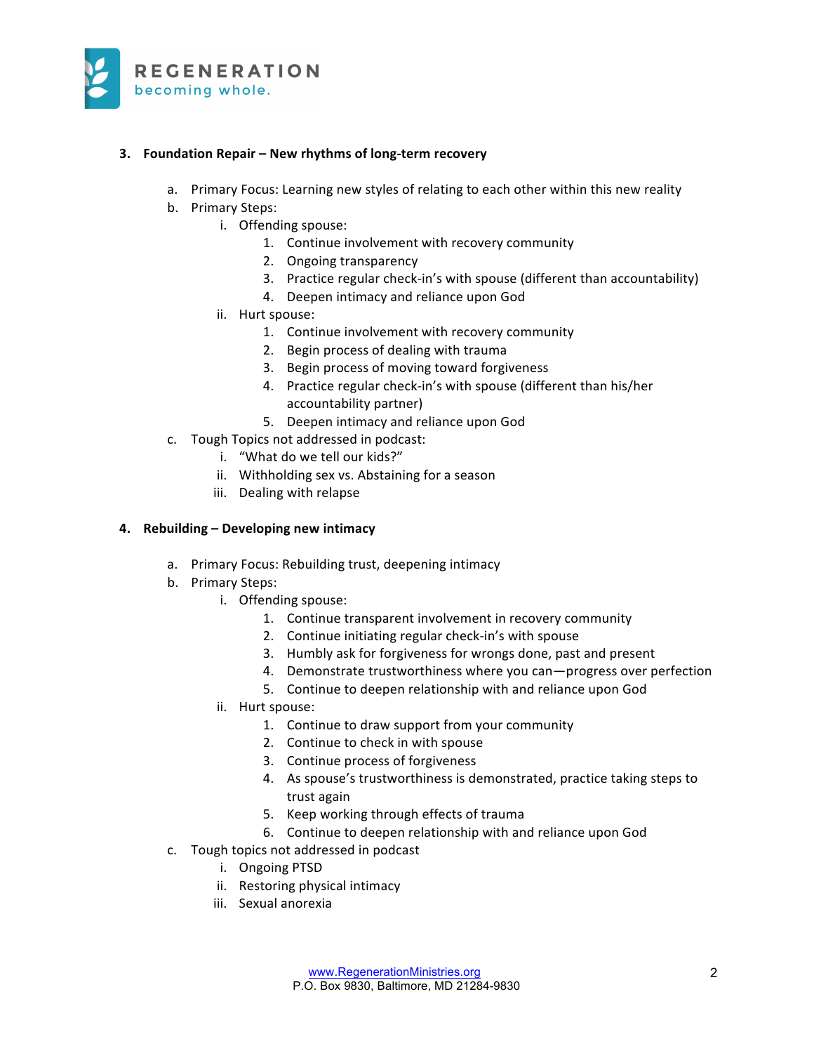**3. Foundation Repair – New rhythms of long-term recovery**

a. Primary Focus: Learning new styles of relating to each other within this new reality
b. Primary Steps:
   i. Offending spouse:
      1. Continue involvement with recovery community
      2. Ongoing transparency
      3. Practice regular check-in's with spouse (different than accountability)
      4. Deepen intimacy and reliance upon God
   ii. Hurt spouse:
      1. Continue involvement with recovery community
      2. Begin process of dealing with trauma
      3. Begin process of moving toward forgiveness
      4. Practice regular check-in's with spouse (different than his/her accountability partner)
      5. Deepen intimacy and reliance upon God
c. Tough Topics not addressed in podcast:
   i. "What do we tell our kids?"
   ii. Withholding sex vs. Abstaining for a season
   iii. Dealing with relapse

**4. Rebuilding – Developing new intimacy**

a. Primary Focus: Rebuilding trust, deepening intimacy
b. Primary Steps:
   i. Offending spouse:
      1. Continue transparent involvement in recovery community
      2. Continue initiating regular check-in's with spouse
      3. Humbly ask for forgiveness for wrongs done, past and present
      4. Demonstrate trustworthiness where you can—progress over perfection
      5. Continue to deepen relationship with and reliance upon God
   ii. Hurt spouse:
      1. Continue to draw support from your community
      2. Continue to check in with spouse
      3. Continue process of forgiveness
      4. As spouse's trustworthiness is demonstrated, practice taking steps to trust again
      5. Keep working through effects of trauma
      6. Continue to deepen relationship with and reliance upon God
c. Tough topics not addressed in podcast
   i. Ongoing PTSD
   ii. Restoring physical intimacy
   iii. Sexual anorexia